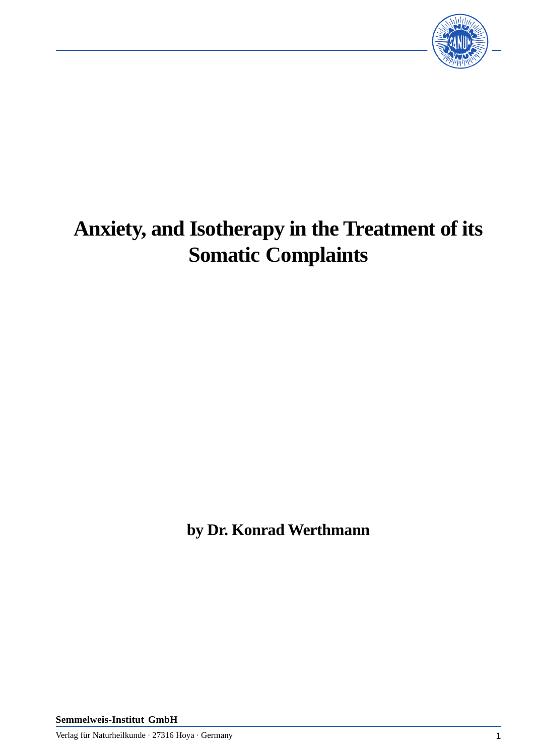# Anxiety, and Isotherapy in the Treatment of its Somatic Complaints

**by Dr. Konrad Werthmann**

**Semmelweis-Institut GmbH**

Verlag für Naturheilkunde · 27316 Hoya · Germany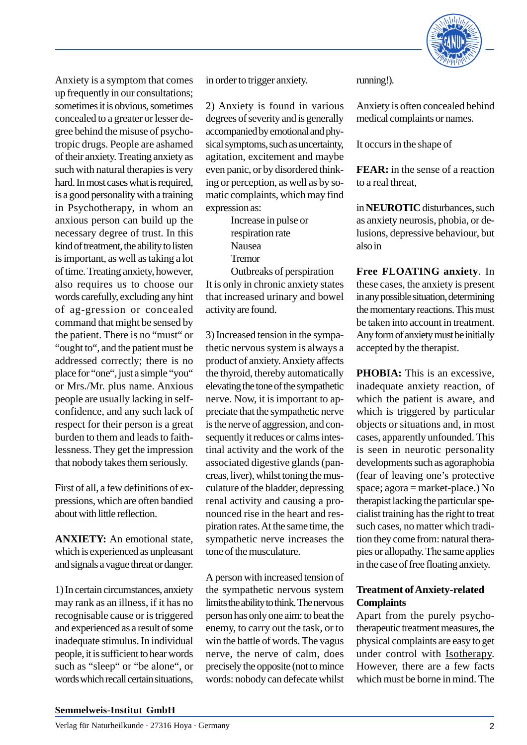Anxiety is a symptom that comes up frequently in our consultations; sometimes it is obvious, sometimes concealed to a greater or lesser degree behind the misuse of psychotropic drugs. People are ashamed of their anxiety. Treating anxiety as such with natural therapies is very hard. In most cases what is required, is a good personality with a training in Psychotherapy, in whom an anxious person can build up the necessary degree of trust. In this kind of treatment, the ability to listen is important, as well as taking a lot of time. Treating anxiety, however, also requires us to choose our words carefully, excluding any hint of ag-gression or concealed command that might be sensed by the patient. There is no "must" or "ought to", and the patient must be addressed correctly; there is no place for "one", just a simple "you" or Mrs./Mr. plus name. Anxious people are usually lacking in self-confidence, and any such lack of respect for their person is a great burden to them and leads to faithlessness. They get the impression that nobody takes them seriously.

First of all, a few definitions of expressions, which are often bandied about with little reflection.

**ANXIETY:** An emotional state, which is experienced as unpleasant and signals a vague threat or danger.

1) In certain circumstances, anxiety may rank as an illness, if it has no recognisable cause or is triggered and experienced as a result of some inadequate stimulus. In individual people, it is sufficient to hear words such as "sleep" or "be alone", or words which recall certain situations, in order to trigger anxiety.

2) Anxiety is found in various degrees of severity and is generally accompanied by emotional and physical symptoms, such as uncertainty, agitation, excitement and maybe even panic, or by disordered thinking or perception, as well as by somatic complaints, which may find expression as:

- Increase in pulse or respiration rate
- Nausea
- Tremor
- Outbreaks of perspiration

It is only in chronic anxiety states that increased urinary and bowel activity are found.

3) Increased tension in the sympathetic nervous system is always a product of anxiety. Anxiety affects the thyroid, thereby automatically elevating the tone of the sympathetic nerve. Now, it is important to appreciate that the sympathetic nerve is the nerve of aggression, and consequently it reduces or calms intestinal activity and the work of the associated digestive glands (pancreas, liver), whilst toning the musculature of the bladder, depressing renal activity and causing a pronounced rise in the heart and respiration rates. At the same time, the sympathetic nerve increases the tone of the musculature.

A person with increased tension of the sympathetic nervous system limits the ability to think. The nervous person has only one aim: to beat the enemy, to carry out the task, or to win the battle of words. The vagus nerve, the nerve of calm, does precisely the opposite (not to mince words: nobody can defecate whilst running!).

Anxiety is often concealed behind medical complaints or names.

It occurs in the shape of

**FEAR:** in the sense of a reaction to a real threat,

in **NEUROTIC** disturbances, such as anxiety neurosis, phobia, or delusions, depressive behaviour, but also in

**Free FLOATING anxiety**. In these cases, the anxiety is present in any possible situation, determining the momentary reactions. This must be taken into account in treatment. Any form of anxiety must be initially accepted by the therapist.

**PHOBIA:** This is an excessive, inadequate anxiety reaction, of which the patient is aware, and which is triggered by particular objects or situations and, in most cases, apparently unfounded. This is seen in neurotic personality developments such as agoraphobia (fear of leaving one's protective space; agora = market-place.) No therapist lacking the particular specialist training has the right to treat such cases, no matter which tradition they come from: natural therapies or allopathy. The same applies in the case of free floating anxiety.

**Treatment of Anxiety-related Complaints**

Apart from the purely psychotherapeutic treatment measures, the physical complaints are easy to get under control with Isotherapy. However, there are a few facts which must be borne in mind. The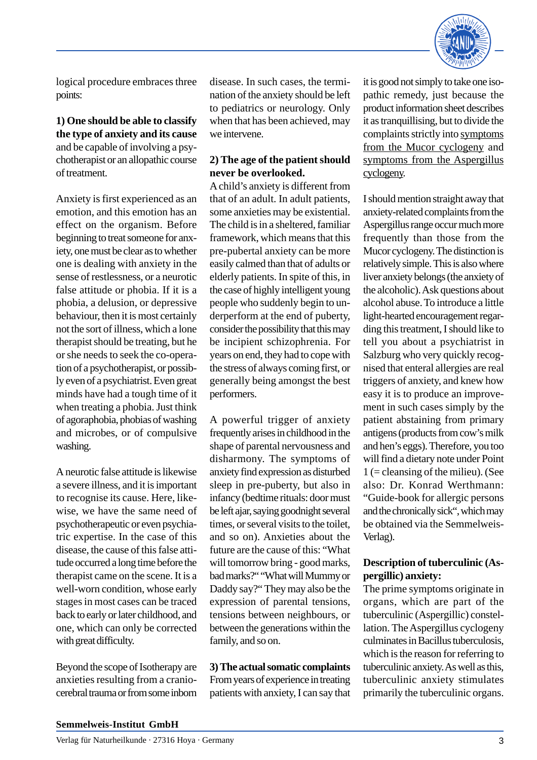logical procedure embraces three points:

**1) One should be able to classify the type of anxiety and its cause** and be capable of involving a psychotherapist or an allopathic course of treatment.

Anxiety is first experienced as an emotion, and this emotion has an effect on the organism. Before beginning to treat someone for anxiety, one must be clear as to whether one is dealing with anxiety in the sense of restlessness, or a neurotic false attitude or phobia. If it is a phobia, a delusion, or depressive behaviour, then it is most certainly not the sort of illness, which a lone therapist should be treating, but he or she needs to seek the co-operation of a psychotherapist, or possibly even of a psychiatrist. Even great minds have had a tough time of it when treating a phobia. Just think of agoraphobia, phobias of washing and microbes, or of compulsive washing.

A neurotic false attitude is likewise a severe illness, and it is important to recognise its cause. Here, likewise, we have the same need of psychotherapeutic or even psychiatric expertise. In the case of this disease, the cause of this false attitude occurred a long time before the therapist came on the scene. It is a well-worn condition, whose early stages in most cases can be traced back to early or later childhood, and one, which can only be corrected with great difficulty.

Beyond the scope of Isotherapy are anxieties resulting from a cranio-cerebral trauma or from some inborn disease. In such cases, the termination of the anxiety should be left to pediatrics or neurology. Only when that has been achieved, may we intervene.

**2) The age of the patient should never be overlooked.**

A child's anxiety is different from that of an adult. In adult patients, some anxieties may be existential. The child is in a sheltered, familiar framework, which means that this pre-pubertal anxiety can be more easily calmed than that of adults or elderly patients. In spite of this, in the case of highly intelligent young people who suddenly begin to underperform at the end of puberty, consider the possibility that this may be incipient schizophrenia. For years on end, they had to cope with the stress of always coming first, or generally being amongst the best performers.

A powerful trigger of anxiety frequently arises in childhood in the shape of parental nervousness and disharmony. The symptoms of anxiety find expression as disturbed sleep in pre-puberty, but also in infancy (bedtime rituals: door must be left ajar, saying goodnight several times, or several visits to the toilet, and so on). Anxieties about the future are the cause of this: "What will tomorrow bring - good marks, bad marks?" "What will Mummy or Daddy say?" They may also be the expression of parental tensions, tensions between neighbours, or between the generations within the family, and so on.

**3) The actual somatic complaints**

From years of experience in treating patients with anxiety, I can say that it is good not simply to take one isopathic remedy, just because the product information sheet describes it as tranquillising, but to divide the complaints strictly into symptoms from the Mucor cyclogeny and symptoms from the Aspergillus cyclogeny.

I should mention straight away that anxiety-related complaints from the Aspergillus range occur much more frequently than those from the Mucor cyclogeny. The distinction is relatively simple. This is also where liver anxiety belongs (the anxiety of the alcoholic). Ask questions about alcohol abuse. To introduce a little light-hearted encouragement regarding this treatment, I should like to tell you about a psychiatrist in Salzburg who very quickly recognised that enteral allergies are real triggers of anxiety, and knew how easy it is to produce an improvement in such cases simply by the patient abstaining from primary antigens (products from cow's milk and hen's eggs). Therefore, you too will find a dietary note under Point 1 (= cleansing of the milieu). (See also: Dr. Konrad Werthmann: "Guide-book for allergic persons and the chronically sick", which may be obtained via the Semmelweis-Verlag).

**Description of tuberculinic (Aspergillic) anxiety:**

The prime symptoms originate in organs, which are part of the tuberculinic (Aspergillic) constellation. The Aspergillus cyclogeny culminates in Bacillus tuberculosis, which is the reason for referring to tuberculinic anxiety. As well as this, tuberculinic anxiety stimulates primarily the tuberculinic organs.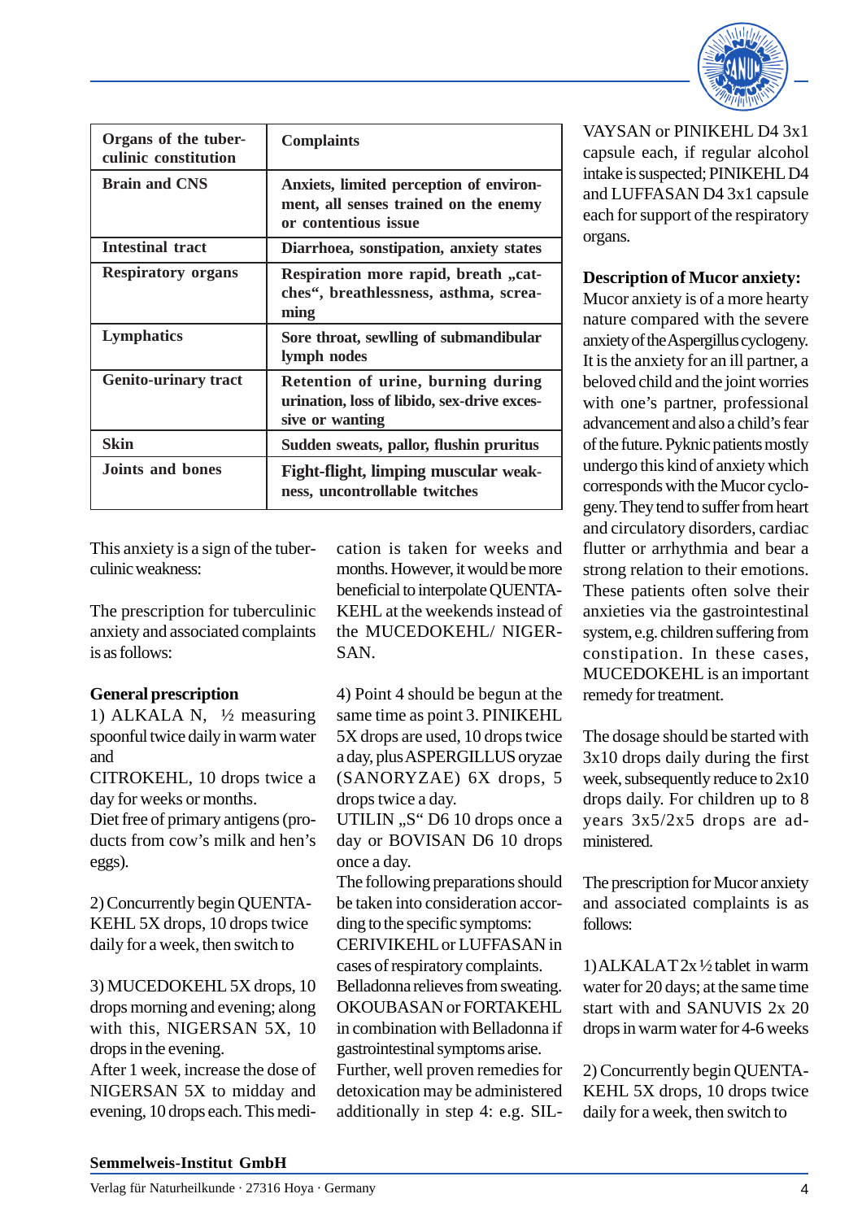| Organs of the tuberculinic constitution | Complaints |
|---|---|
| Brain and CNS | Anxiets, limited perception of environment, all senses trained on the enemy or contentious issue |
| Intestinal tract | Diarrhoea, sonstipation, anxiety states |
| Respiratory organs | Respiration more rapid, breath „catches“, breathlessness, asthma, screaming |
| Lymphatics | Sore throat, sewlling of submandibular lymph nodes |
| Genito-urinary tract | Retention of urine, burning during urination, loss of libido, sex-drive excessive or wanting |
| Skin | Sudden sweats, pallor, flushin pruritus |
| Joints and bones | Fight-flight, limping muscular weakness, uncontrollable twitches |

This anxiety is a sign of the tuberculinic weakness:

The prescription for tuberculinic anxiety and associated complaints is as follows:

**General prescription**

1) ALKALA N, ½ measuring spoonful twice daily in warm water and
CITROKEHL, 10 drops twice a day for weeks or months.
Diet free of primary antigens (products from cow's milk and hen's eggs).

2) Concurrently begin QUENTAKEHL 5X drops, 10 drops twice daily for a week, then switch to

3) MUCEDOKEHL 5X drops, 10 drops morning and evening; along with this, NIGERSAN 5X, 10 drops in the evening.
After 1 week, increase the dose of NIGERSAN 5X to midday and evening, 10 drops each. This medication is taken for weeks and months. However, it would be more beneficial to interpolate QUENTAKEHL at the weekends instead of the MUCEDOKEHL/ NIGERSAN.

4) Point 4 should be begun at the same time as point 3. PINIKEHL 5X drops are used, 10 drops twice a day, plus ASPERGILLUS oryzae (SANORYZAE) 6X drops, 5 drops twice a day.
UTILIN „S“ D6 10 drops once a day or BOVISAN D6 10 drops once a day.
The following preparations should be taken into consideration according to the specific symptoms:
CERIVIKEHL or LUFFASAN in cases of respiratory complaints.
Belladonna relieves from sweating.
OKOUBASAN or FORTAKEHL in combination with Belladonna if gastrointestinal symptoms arise.
Further, well proven remedies for detoxication may be administered additionally in step 4: e.g. SILVAYSAN or PINIKEHL D4 3x1 capsule each, if regular alcohol intake is suspected; PINIKEHL D4 and LUFFASAN D4 3x1 capsule each for support of the respiratory organs.

**Description of Mucor anxiety:**

Mucor anxiety is of a more hearty nature compared with the severe anxiety of the Aspergillus cyclogeny. It is the anxiety for an ill partner, a beloved child and the joint worries with one's partner, professional advancement and also a child's fear of the future. Pyknic patients mostly undergo this kind of anxiety which corresponds with the Mucor cyclogeny. They tend to suffer from heart and circulatory disorders, cardiac flutter or arrhythmia and bear a strong relation to their emotions. These patients often solve their anxieties via the gastrointestinal system, e.g. children suffering from constipation. In these cases, MUCEDOKEHL is an important remedy for treatment.

The dosage should be started with 3x10 drops daily during the first week, subsequently reduce to 2x10 drops daily. For children up to 8 years 3x5/2x5 drops are administered.

The prescription for Mucor anxiety and associated complaints is as follows:

1) ALKALA T 2x ½ tablet in warm water for 20 days; at the same time start with and SANUVIS 2x 20 drops in warm water for 4-6 weeks

2) Concurrently begin QUENTAKEHL 5X drops, 10 drops twice daily for a week, then switch to

**Semmelweis-Institut GmbH**

Verlag für Naturheilkunde · 27316 Hoya · Germany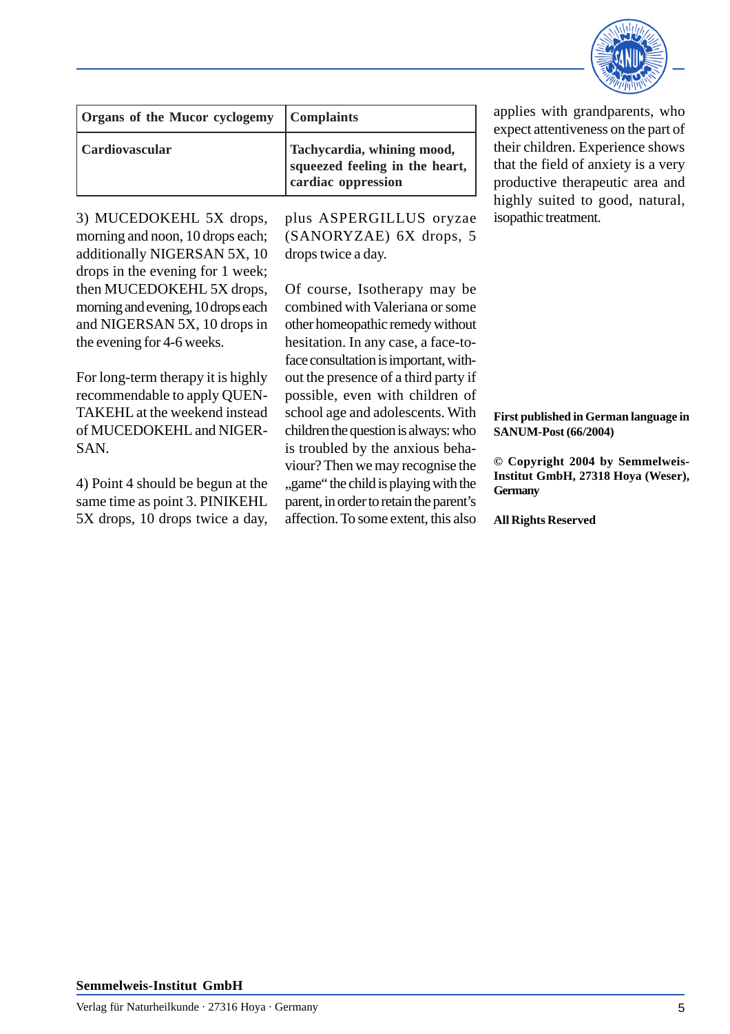| Organs of the Mucor cyclogemy | Complaints |
|---|---|
| **Cardiovascular** | **Tachycardia, whining mood, squeezed feeling in the heart, cardiac oppression** |

3) MUCEDOKEHL 5X drops, morning and noon, 10 drops each; additionally NIGERSAN 5X, 10 drops in the evening for 1 week; then MUCEDOKEHL 5X drops, morning and evening, 10 drops each and NIGERSAN 5X, 10 drops in the evening for 4-6 weeks.

For long-term therapy it is highly recommendable to apply QUENTAKEHL at the weekend instead of MUCEDOKEHL and NIGERSAN.

4) Point 4 should be begun at the same time as point 3. PINIKEHL 5X drops, 10 drops twice a day, plus ASPERGILLUS oryzae (SANORYZAE) 6X drops, 5 drops twice a day.

Of course, Isotherapy may be combined with Valeriana or some other homeopathic remedy without hesitation. In any case, a face-to-face consultation is important, without the presence of a third party if possible, even with children of school age and adolescents. With children the question is always: who is troubled by the anxious behaviour? Then we may recognise the „game" the child is playing with the parent, in order to retain the parent's affection. To some extent, this also applies with grandparents, who expect attentiveness on the part of their children. Experience shows that the field of anxiety is a very productive therapeutic area and highly suited to good, natural, isopathic treatment.

**First published in German language in SANUM-Post (66/2004)**

**© Copyright 2004 by Semmelweis-Institut GmbH, 27318 Hoya (Weser), Germany**

**All Rights Reserved**